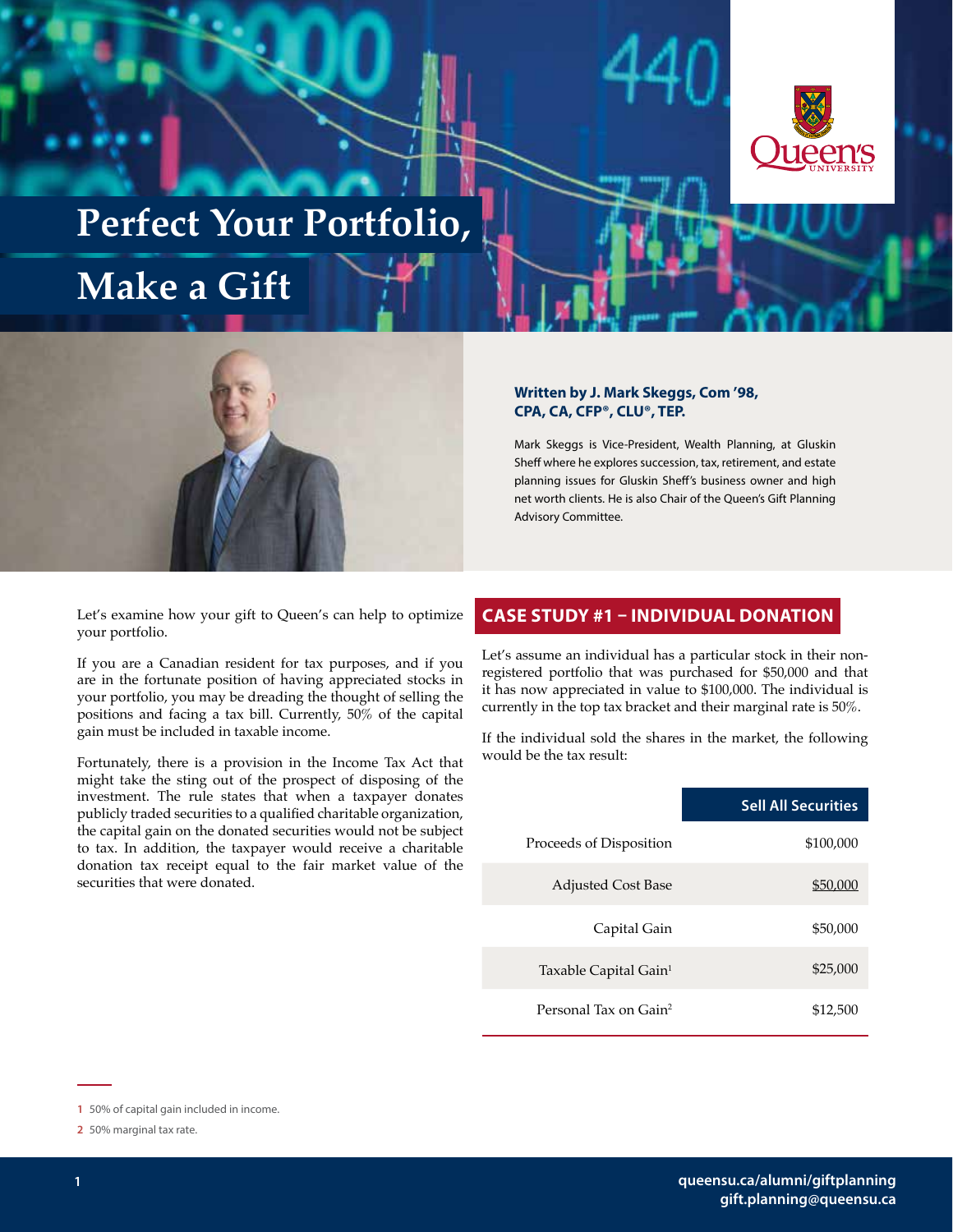# Perfect Your Portfolio, Make a Gift

**Written by J. Mark Skeggs, Com '98, CPA, CA, CFP®, CLU®, TEP.**

Mark Skeggs is Vice-President, Wealth Planning, at Gluskin Sheff where he explores succession, tax, retirement, and estate planning issues for Gluskin Sheff's business owner and high net worth clients. He is also Chair of the Queen's Gift Planning Advisory Committee.

Let's examine how your gift to Queen's can help to optimize your portfolio.

If you are a Canadian resident for tax purposes, and if you are in the fortunate position of having appreciated stocks in your portfolio, you may be dreading the thought of selling the positions and facing a tax bill. Currently, 50% of the capital gain must be included in taxable income.

Fortunately, there is a provision in the Income Tax Act that might take the sting out of the prospect of disposing of the investment. The rule states that when a taxpayer donates publicly traded securities to a qualified charitable organization, the capital gain on the donated securities would not be subject to tax. In addition, the taxpayer would receive a charitable donation tax receipt equal to the fair market value of the securities that were donated.

## CASE STUDY #1 – INDIVIDUAL DONATION

Let's assume an individual has a particular stock in their non-registered portfolio that was purchased for $50,000 and that it has now appreciated in value to $100,000. The individual is currently in the top tax bracket and their marginal rate is 50%.

If the individual sold the shares in the market, the following would be the tax result:

| | Sell All Securities |
|---|---|
| Proceeds of Disposition | $100,000 |
| Adjusted Cost Base | $50,000 |
| Capital Gain | $50,000 |
| Taxable Capital Gain[1] | $25,000 |
| Personal Tax on Gain[2] | $12,500 |

1 50% of capital gain included in income.

2 50% marginal tax rate.

queensu.ca/alumni/giftplanning
gift.planning@queensu.ca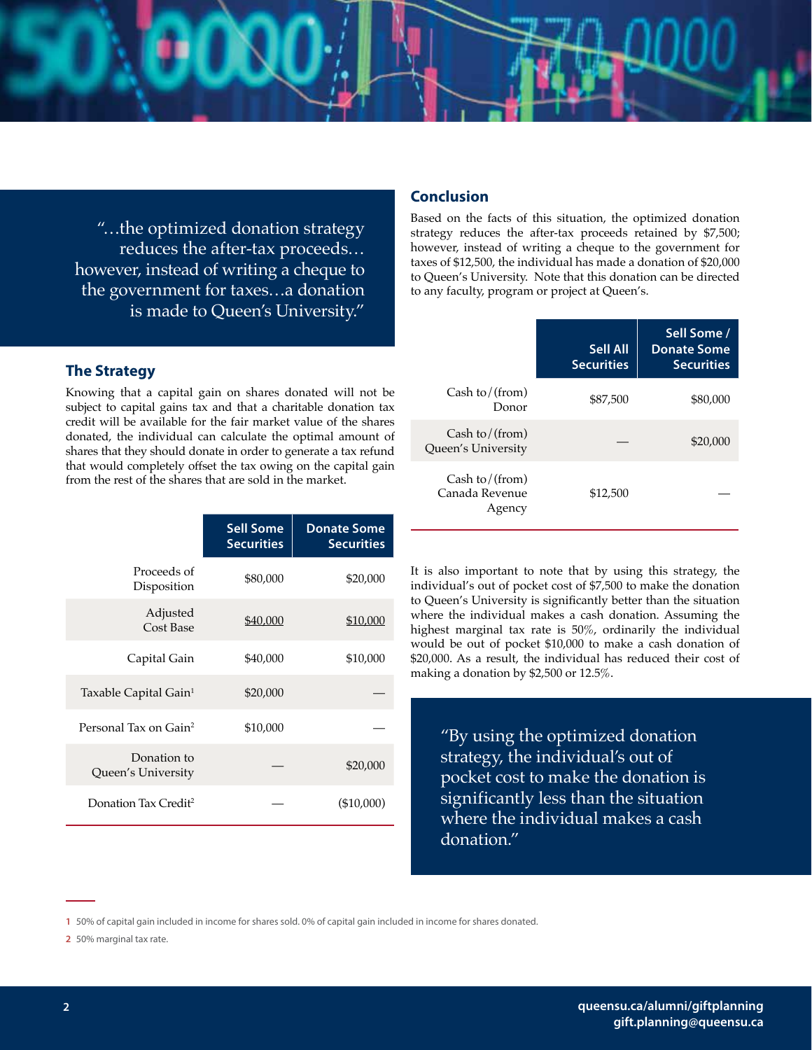> "…the optimized donation strategy reduces the after-tax proceeds… however, instead of writing a cheque to the government for taxes…a donation is made to Queen's University."

## The Strategy

Knowing that a capital gain on shares donated will not be subject to capital gains tax and that a charitable donation tax credit will be available for the fair market value of the shares donated, the individual can calculate the optimal amount of shares that they should donate in order to generate a tax refund that would completely offset the tax owing on the capital gain from the rest of the shares that are sold in the market.

| | Sell Some Securities | Donate Some Securities |
|---|---|---|
| Proceeds of Disposition | $80,000 | $20,000 |
| Adjusted Cost Base | $40,000 | $10,000 |
| Capital Gain | $40,000 | $10,000 |
| Taxable Capital Gain[1] | $20,000 | — |
| Personal Tax on Gain[2] | $10,000 | — |
| Donation to Queen's University | — | $20,000 |
| Donation Tax Credit[2] | — | ($10,000) |

## Conclusion

Based on the facts of this situation, the optimized donation strategy reduces the after-tax proceeds retained by $7,500; however, instead of writing a cheque to the government for taxes of $12,500, the individual has made a donation of $20,000 to Queen's University. Note that this donation can be directed to any faculty, program or project at Queen's.

| | Sell All Securities | Sell Some / Donate Some Securities |
|---|---|---|
| Cash to/(from) Donor | $87,500 | $80,000 |
| Cash to/(from) Queen's University | — | $20,000 |
| Cash to/(from) Canada Revenue Agency | $12,500 | — |

It is also important to note that by using this strategy, the individual's out of pocket cost of $7,500 to make the donation to Queen's University is significantly better than the situation where the individual makes a cash donation. Assuming the highest marginal tax rate is 50%, ordinarily the individual would be out of pocket $10,000 to make a cash donation of $20,000. As a result, the individual has reduced their cost of making a donation by $2,500 or 12.5%.

> "By using the optimized donation strategy, the individual's out of pocket cost to make the donation is significantly less than the situation where the individual makes a cash donation."

1 50% of capital gain included in income for shares sold. 0% of capital gain included in income for shares donated.

2 50% marginal tax rate.

queensu.ca/alumni/giftplanning
gift.planning@queensu.ca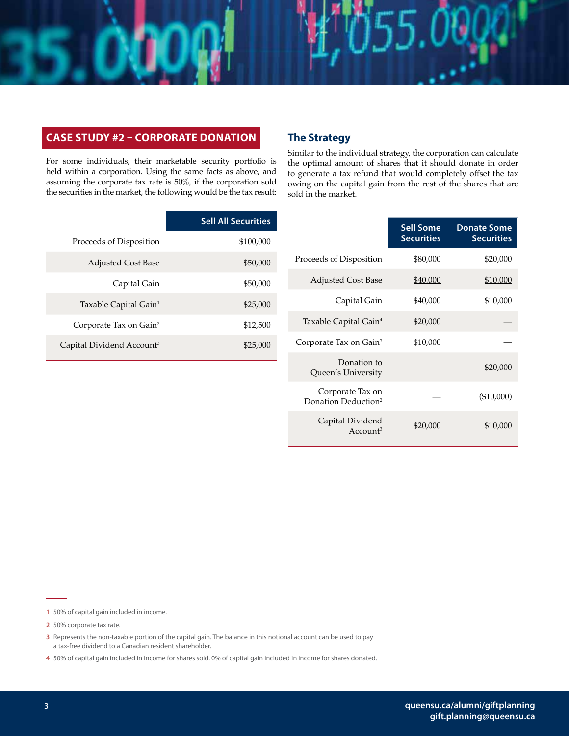## CASE STUDY #2 – CORPORATE DONATION

For some individuals, their marketable security portfolio is held within a corporation. Using the same facts as above, and assuming the corporate tax rate is 50%, if the corporation sold the securities in the market, the following would be the tax result:

| | Sell All Securities |
|---|---|
| Proceeds of Disposition | $100,000 |
| Adjusted Cost Base | $50,000 |
| Capital Gain | $50,000 |
| Taxable Capital Gain[1] | $25,000 |
| Corporate Tax on Gain[2] | $12,500 |
| Capital Dividend Account[3] | $25,000 |

## The Strategy

Similar to the individual strategy, the corporation can calculate the optimal amount of shares that it should donate in order to generate a tax refund that would completely offset the tax owing on the capital gain from the rest of the shares that are sold in the market.

| | Sell Some Securities | Donate Some Securities |
|---|---|---|
| Proceeds of Disposition | $80,000 | $20,000 |
| Adjusted Cost Base | $40,000 | $10,000 |
| Capital Gain | $40,000 | $10,000 |
| Taxable Capital Gain[4] | $20,000 | — |
| Corporate Tax on Gain[2] | $10,000 | — |
| Donation to Queen's University | — | $20,000 |
| Corporate Tax on Donation Deduction[2] | — | ($10,000) |
| Capital Dividend Account[3] | $20,000 | $10,000 |

1 50% of capital gain included in income.

2 50% corporate tax rate.

3 Represents the non-taxable portion of the capital gain. The balance in this notional account can be used to pay a tax-free dividend to a Canadian resident shareholder.

4 50% of capital gain included in income for shares sold. 0% of capital gain included in income for shares donated.

**queensu.ca/alumni/giftplanning**
**gift.planning@queensu.ca**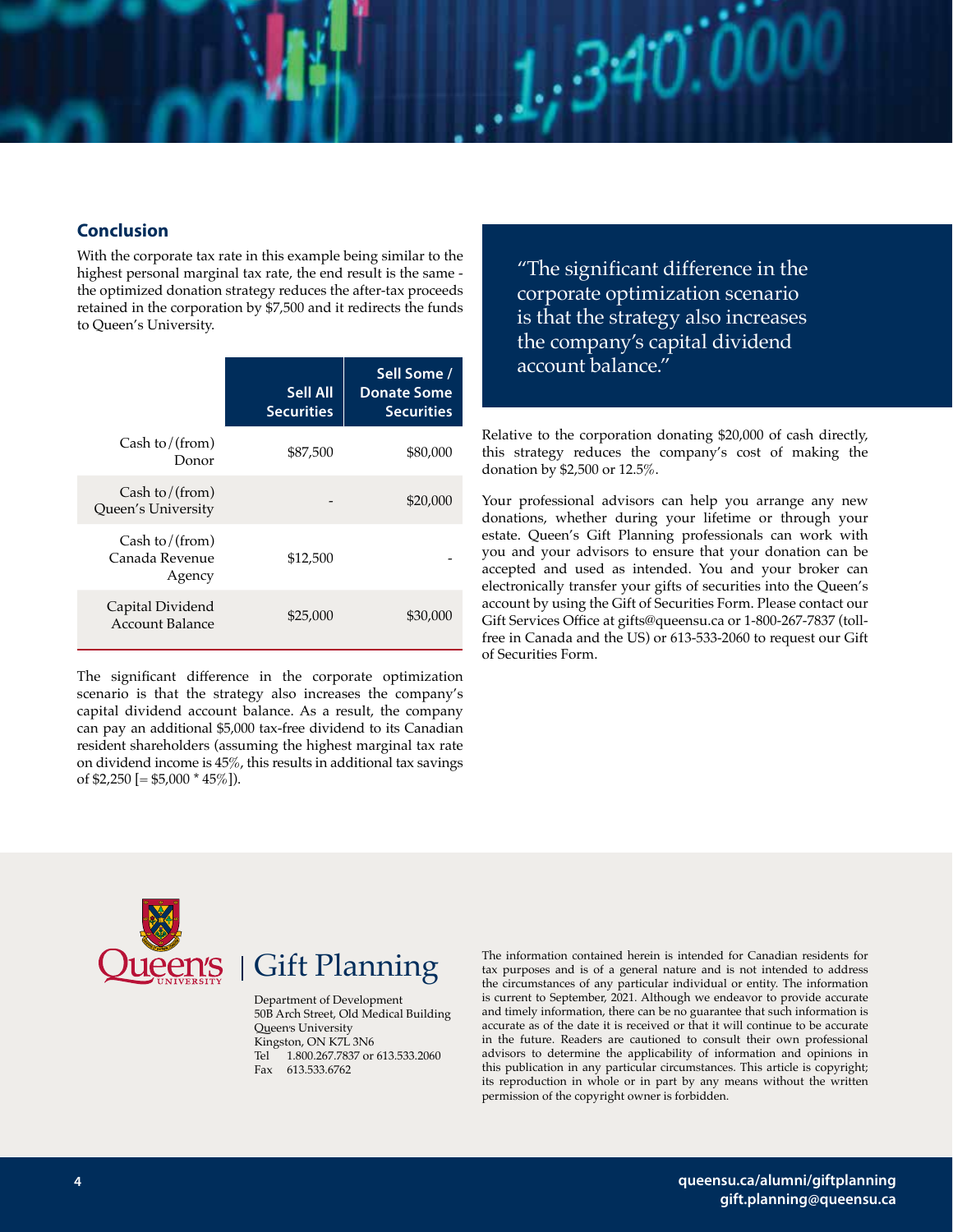## Conclusion

With the corporate tax rate in this example being similar to the highest personal marginal tax rate, the end result is the same - the optimized donation strategy reduces the after-tax proceeds retained in the corporation by $7,500 and it redirects the funds to Queen's University.

| | Sell All Securities | Sell Some / Donate Some Securities |
|---|---|---|
| Cash to/(from) Donor | $87,500 | $80,000 |
| Cash to/(from) Queen's University | - | $20,000 |
| Cash to/(from) Canada Revenue Agency | $12,500 | - |
| Capital Dividend Account Balance | $25,000 | $30,000 |

The significant difference in the corporate optimization scenario is that the strategy also increases the company's capital dividend account balance. As a result, the company can pay an additional $5,000 tax-free dividend to its Canadian resident shareholders (assuming the highest marginal tax rate on dividend income is 45%, this results in additional tax savings of $2,250 [= $5,000 * 45%]).

> "The significant difference in the corporate optimization scenario is that the strategy also increases the company's capital dividend account balance."

Relative to the corporation donating $20,000 of cash directly, this strategy reduces the company's cost of making the donation by $2,500 or 12.5%.

Your professional advisors can help you arrange any new donations, whether during your lifetime or through your estate. Queen's Gift Planning professionals can work with you and your advisors to ensure that your donation can be accepted and used as intended. You and your broker can electronically transfer your gifts of securities into the Queen's account by using the Gift of Securities Form. Please contact our Gift Services Office at gifts@queensu.ca or 1-800-267-7837 (toll-free in Canada and the US) or 613-533-2060 to request our Gift of Securities Form.

Queen's University | Gift Planning

Department of Development
50B Arch Street, Old Medical Building
Queen's University
Kingston, ON K7L 3N6
Tel 1.800.267.7837 or 613.533.2060
Fax 613.533.6762

The information contained herein is intended for Canadian residents for tax purposes and is of a general nature and is not intended to address the circumstances of any particular individual or entity. The information is current to September, 2021. Although we endeavor to provide accurate and timely information, there can be no guarantee that such information is accurate as of the date it is received or that it will continue to be accurate in the future. Readers are cautioned to consult their own professional advisors to determine the applicability of information and opinions in this publication in any particular circumstances. This article is copyright; its reproduction in whole or in part by any means without the written permission of the copyright owner is forbidden.

queensu.ca/alumni/giftplanning
gift.planning@queensu.ca